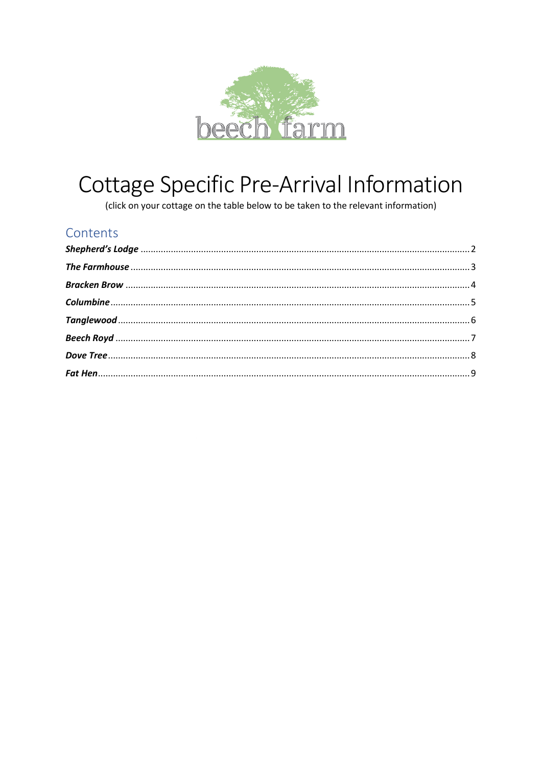# Cottage Specific Pre-Arrival Information

(click on your cottage on the table below to be taken to the relevant information)

## Contents

***Shepherd's Lodge*** .......... 2

***The Farmhouse*** .......... 3

***Bracken Brow*** .......... 4

***Columbine*** .......... 5

***Tanglewood*** .......... 6

***Beech Royd*** .......... 7

***Dove Tree*** .......... 8

***Fat Hen*** .......... 9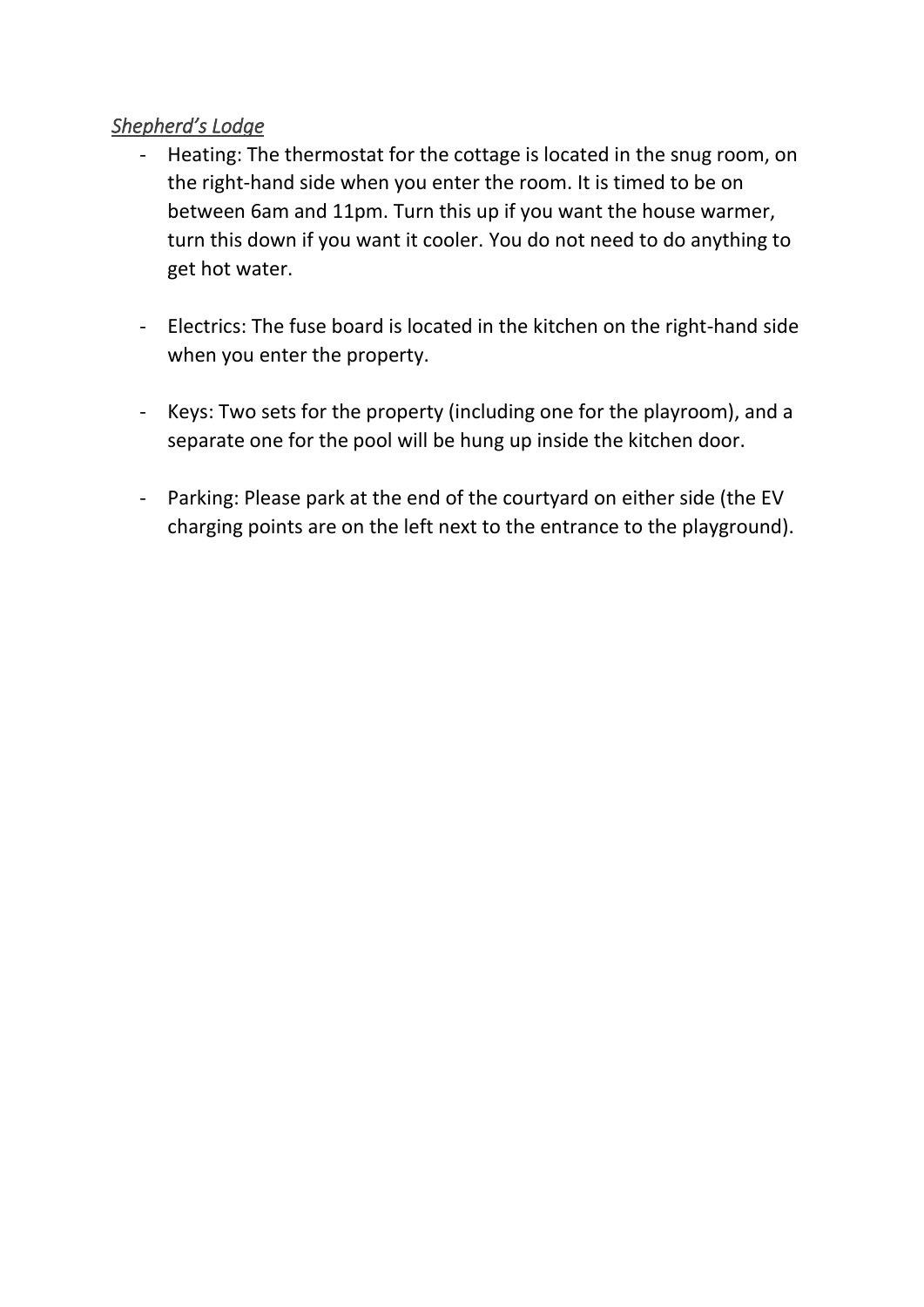*Shepherd's Lodge*

- Heating: The thermostat for the cottage is located in the snug room, on the right-hand side when you enter the room. It is timed to be on between 6am and 11pm. Turn this up if you want the house warmer, turn this down if you want it cooler. You do not need to do anything to get hot water.

- Electrics: The fuse board is located in the kitchen on the right-hand side when you enter the property.

- Keys: Two sets for the property (including one for the playroom), and a separate one for the pool will be hung up inside the kitchen door.

- Parking: Please park at the end of the courtyard on either side (the EV charging points are on the left next to the entrance to the playground).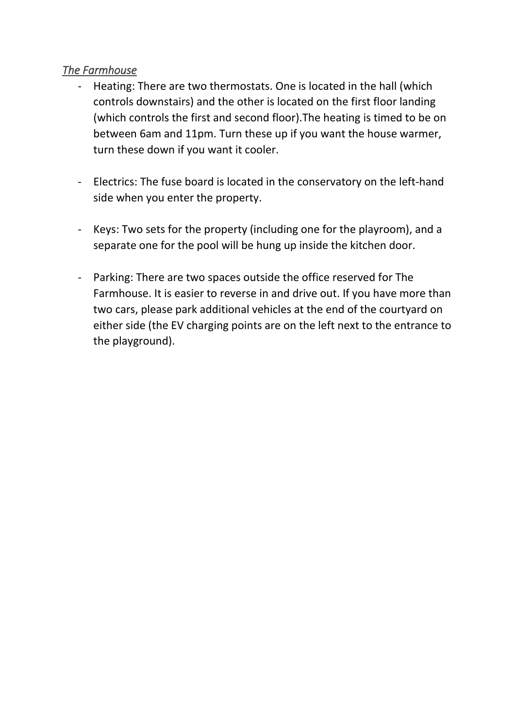*The Farmhouse*

- Heating: There are two thermostats. One is located in the hall (which controls downstairs) and the other is located on the first floor landing (which controls the first and second floor).The heating is timed to be on between 6am and 11pm. Turn these up if you want the house warmer, turn these down if you want it cooler.

- Electrics: The fuse board is located in the conservatory on the left-hand side when you enter the property.

- Keys: Two sets for the property (including one for the playroom), and a separate one for the pool will be hung up inside the kitchen door.

- Parking: There are two spaces outside the office reserved for The Farmhouse. It is easier to reverse in and drive out. If you have more than two cars, please park additional vehicles at the end of the courtyard on either side (the EV charging points are on the left next to the entrance to the playground).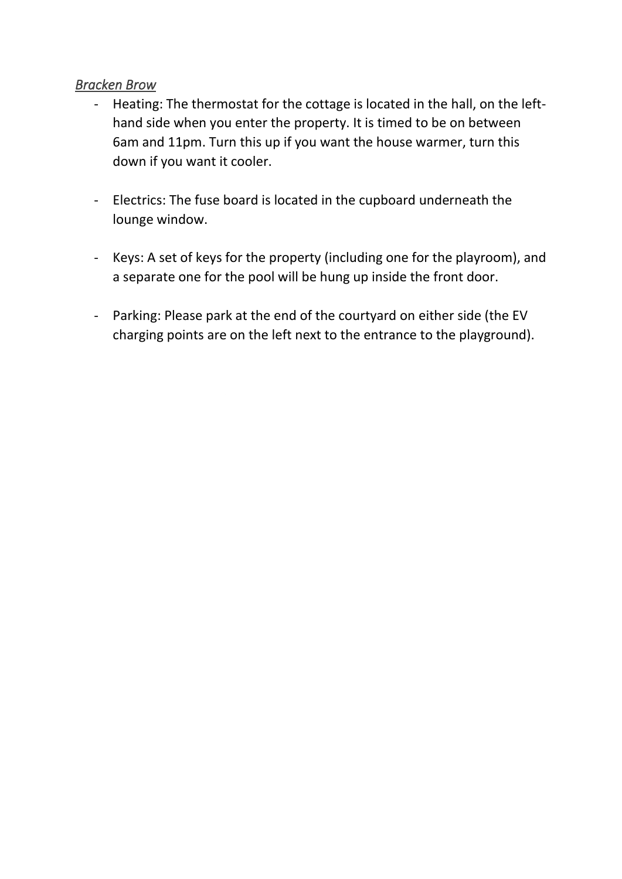*Bracken Brow*

- Heating: The thermostat for the cottage is located in the hall, on the left-hand side when you enter the property. It is timed to be on between 6am and 11pm. Turn this up if you want the house warmer, turn this down if you want it cooler.

- Electrics: The fuse board is located in the cupboard underneath the lounge window.

- Keys: A set of keys for the property (including one for the playroom), and a separate one for the pool will be hung up inside the front door.

- Parking: Please park at the end of the courtyard on either side (the EV charging points are on the left next to the entrance to the playground).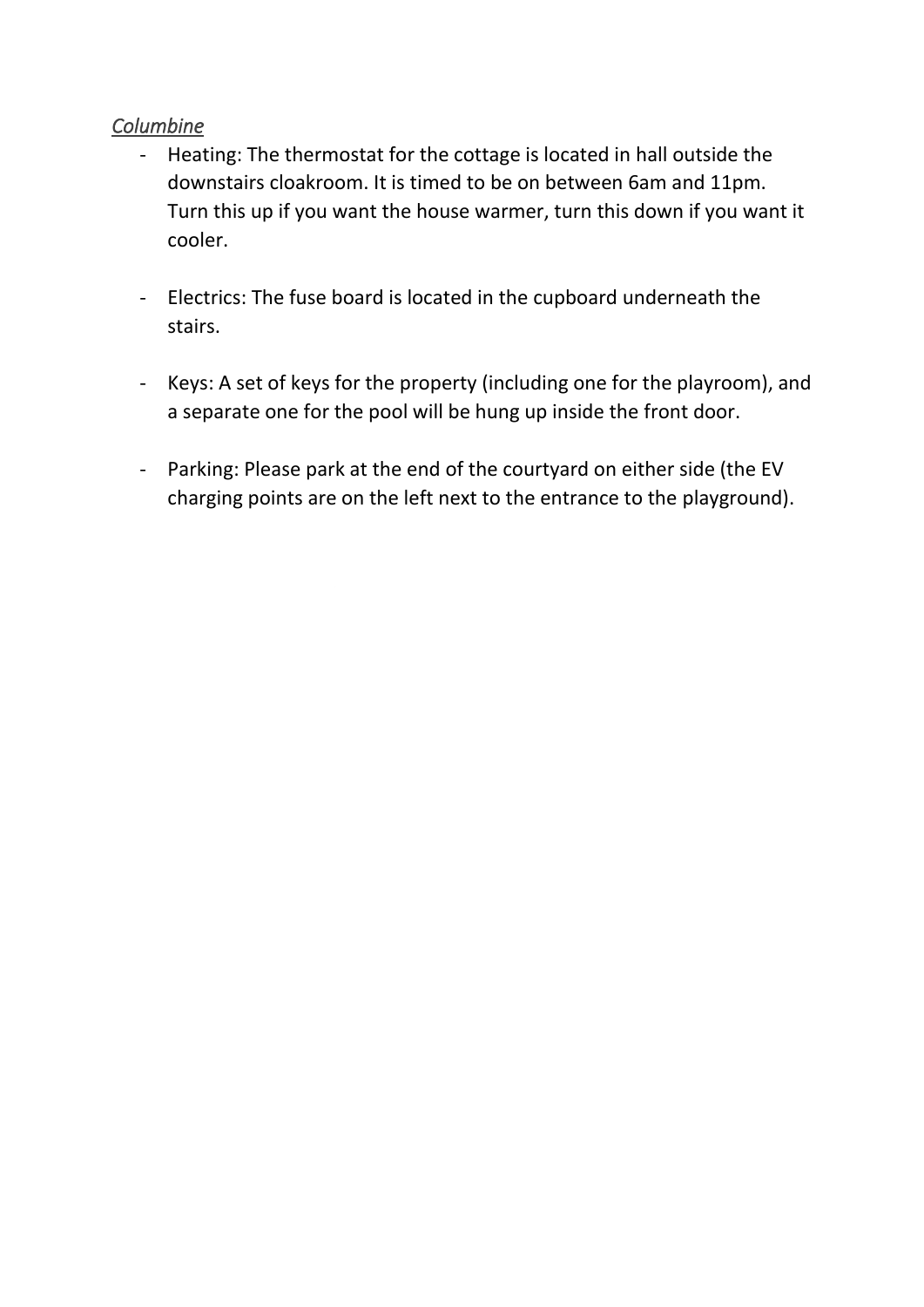*Columbine*

- Heating: The thermostat for the cottage is located in hall outside the downstairs cloakroom. It is timed to be on between 6am and 11pm. Turn this up if you want the house warmer, turn this down if you want it cooler.

- Electrics: The fuse board is located in the cupboard underneath the stairs.

- Keys: A set of keys for the property (including one for the playroom), and a separate one for the pool will be hung up inside the front door.

- Parking: Please park at the end of the courtyard on either side (the EV charging points are on the left next to the entrance to the playground).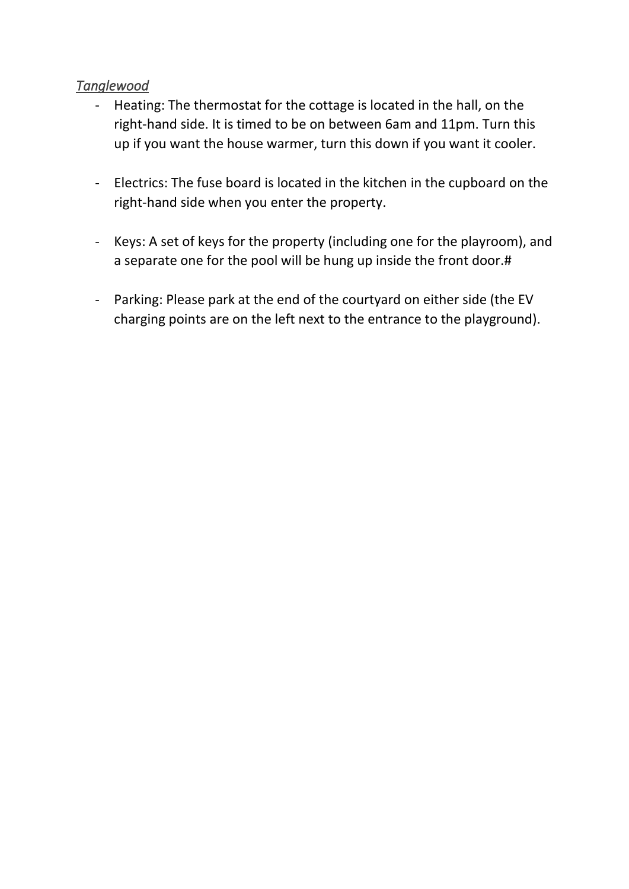*<u>Tanglewood</u>*

- Heating: The thermostat for the cottage is located in the hall, on the right-hand side. It is timed to be on between 6am and 11pm. Turn this up if you want the house warmer, turn this down if you want it cooler.

- Electrics: The fuse board is located in the kitchen in the cupboard on the right-hand side when you enter the property.

- Keys: A set of keys for the property (including one for the playroom), and a separate one for the pool will be hung up inside the front door.#

- Parking: Please park at the end of the courtyard on either side (the EV charging points are on the left next to the entrance to the playground).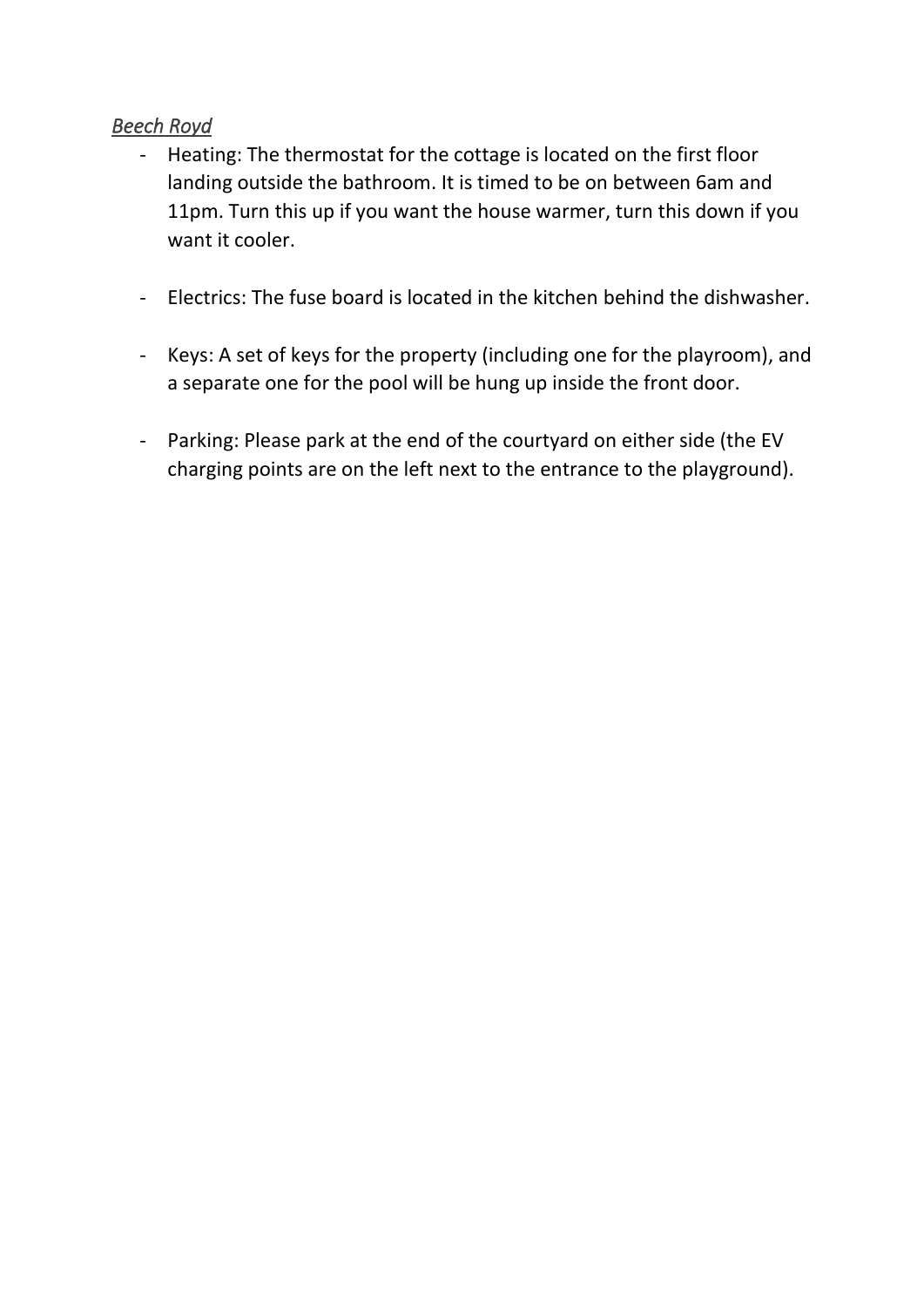*<u>Beech Royd</u>*

- Heating: The thermostat for the cottage is located on the first floor landing outside the bathroom. It is timed to be on between 6am and 11pm. Turn this up if you want the house warmer, turn this down if you want it cooler.

- Electrics: The fuse board is located in the kitchen behind the dishwasher.

- Keys: A set of keys for the property (including one for the playroom), and a separate one for the pool will be hung up inside the front door.

- Parking: Please park at the end of the courtyard on either side (the EV charging points are on the left next to the entrance to the playground).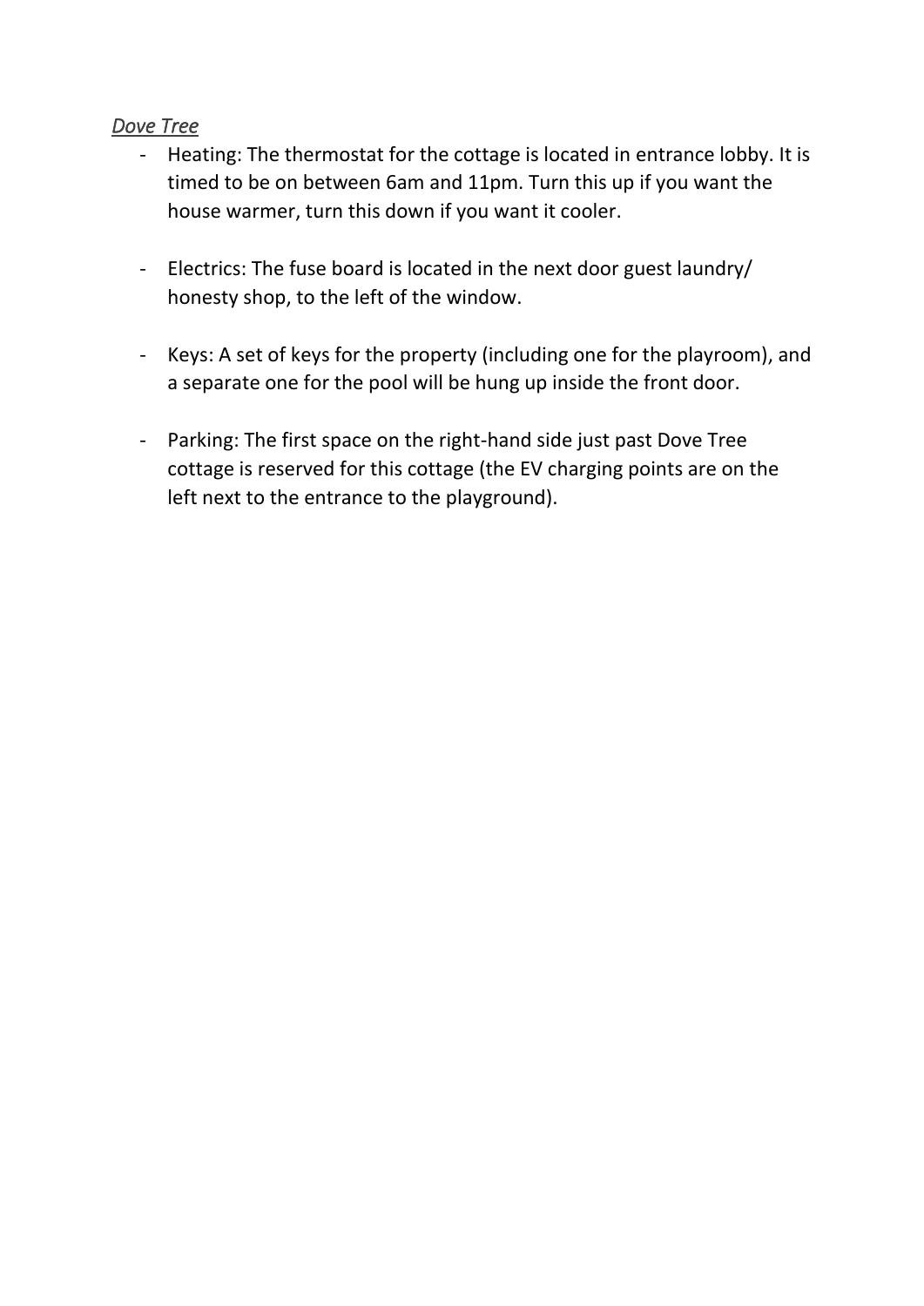*Dove Tree*

- Heating: The thermostat for the cottage is located in entrance lobby. It is timed to be on between 6am and 11pm. Turn this up if you want the house warmer, turn this down if you want it cooler.

- Electrics: The fuse board is located in the next door guest laundry/ honesty shop, to the left of the window.

- Keys: A set of keys for the property (including one for the playroom), and a separate one for the pool will be hung up inside the front door.

- Parking: The first space on the right-hand side just past Dove Tree cottage is reserved for this cottage (the EV charging points are on the left next to the entrance to the playground).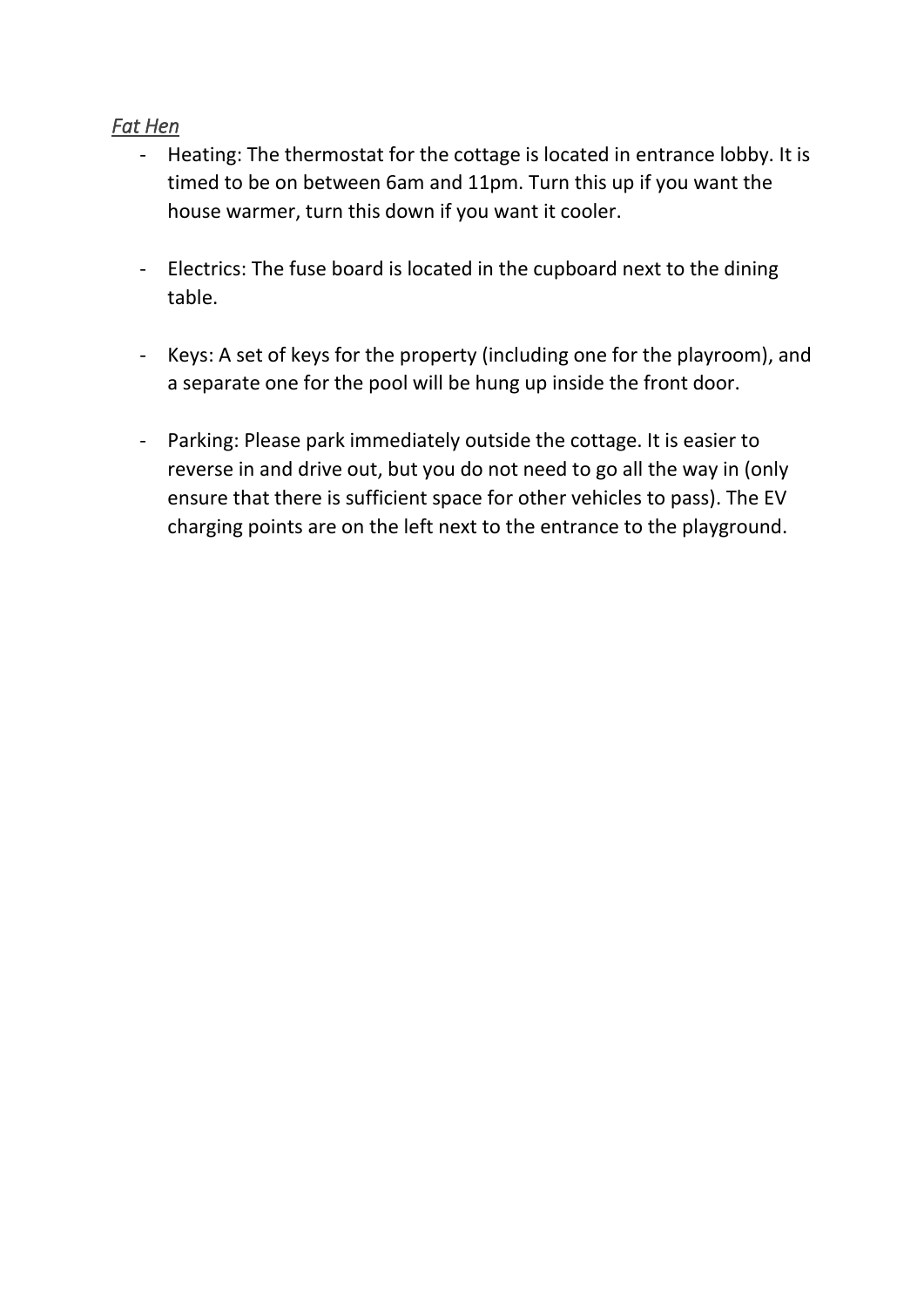*Fat Hen*

- Heating: The thermostat for the cottage is located in entrance lobby. It is timed to be on between 6am and 11pm. Turn this up if you want the house warmer, turn this down if you want it cooler.

- Electrics: The fuse board is located in the cupboard next to the dining table.

- Keys: A set of keys for the property (including one for the playroom), and a separate one for the pool will be hung up inside the front door.

- Parking: Please park immediately outside the cottage. It is easier to reverse in and drive out, but you do not need to go all the way in (only ensure that there is sufficient space for other vehicles to pass). The EV charging points are on the left next to the entrance to the playground.